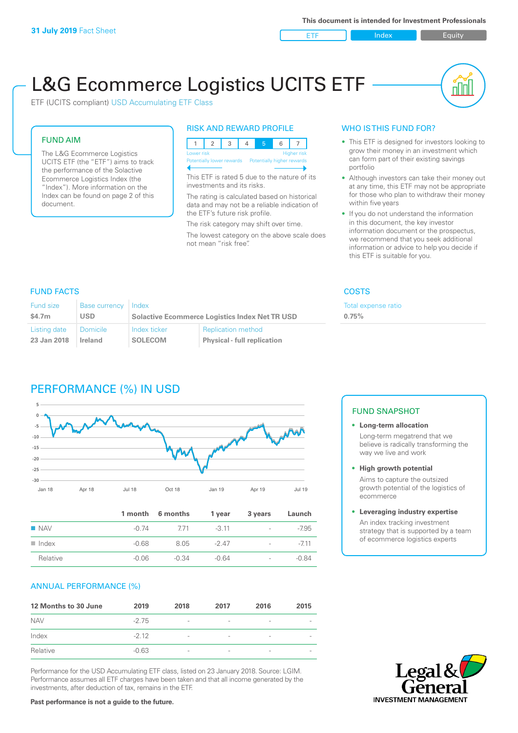**31 July 2019** Fact Sheet

**This document is intended for Investment Professionals**

ETF | Index | Equity

# L&G Ecommerce Logistics UCITS ETF

ETF (UCITS compliant) USD Accumulating ETF Class

## FUND AIM

The L&G Ecommerce Logistics UCITS ETF (the "ETF") aims to track the performance of the Solactive Ecommerce Logistics Index (the "Index"). More information on the Index can be found on page 2 of this document.

## RISK AND REWARD PROFILE

| 1 | 2 | 3 | 4 | 5 | 6 | 7 |
|---|---|---|---|---|---|---|

Lower risk — Higher risk
Potentially lower rewards — Potentially higher rewards

This ETF is rated 5 due to the nature of its investments and its risks.

The rating is calculated based on historical data and may not be a reliable indication of the ETF's future risk profile.

The risk category may shift over time.

The lowest category on the above scale does not mean "risk free".

## WHO IS THIS FUND FOR?

- This ETF is designed for investors looking to grow their money in an investment which can form part of their existing savings portfolio
- Although investors can take their money out at any time, this ETF may not be appropriate for those who plan to withdraw their money within five years
- If you do not understand the information in this document, the key investor information document or the prospectus, we recommend that you seek additional information or advice to help you decide if this ETF is suitable for you.

## FUND FACTS

| Fund size | Base currency | Index | |
|---|---|---|---|
| **$4.7m** | **USD** | **Solactive Ecommerce Logistics Index Net TR USD** | |
| **Listing date** | **Domicile** | **Index ticker** | **Replication method** |
| **23 Jan 2018** | **Ireland** | **SOLECOM** | **Physical - full replication** |

## COSTS

Total expense ratio
**0.75%**

## PERFORMANCE (%) IN USD

| | 1 month | 6 months | 1 year | 3 years | Launch |
|---|---|---|---|---|---|
| NAV | -0.74 | 7.71 | -3.11 | - | -7.95 |
| Index | -0.68 | 8.05 | -2.47 | - | -7.11 |
| Relative | -0.06 | -0.34 | -0.64 | - | -0.84 |

## ANNUAL PERFORMANCE (%)

| 12 Months to 30 June | 2019 | 2018 | 2017 | 2016 | 2015 |
|---|---|---|---|---|---|
| NAV | -2.75 | - | - | - | - |
| Index | -2.12 | - | - | - | - |
| Relative | -0.63 | - | - | - | - |

Performance for the USD Accumulating ETF class, listed on 23 January 2018. Source: LGIM. Performance assumes all ETF charges have been taken and that all income generated by the investments, after deduction of tax, remains in the ETF.

**Past performance is not a guide to the future.**

## FUND SNAPSHOT

- **Long-term allocation**
  Long-term megatrend that we believe is radically transforming the way we live and work
- **High growth potential**
  Aims to capture the outsized growth potential of the logistics of ecommerce
- **Leveraging industry expertise**
  An index tracking investment strategy that is supported by a team of ecommerce logistics experts

Legal & General INVESTMENT MANAGEMENT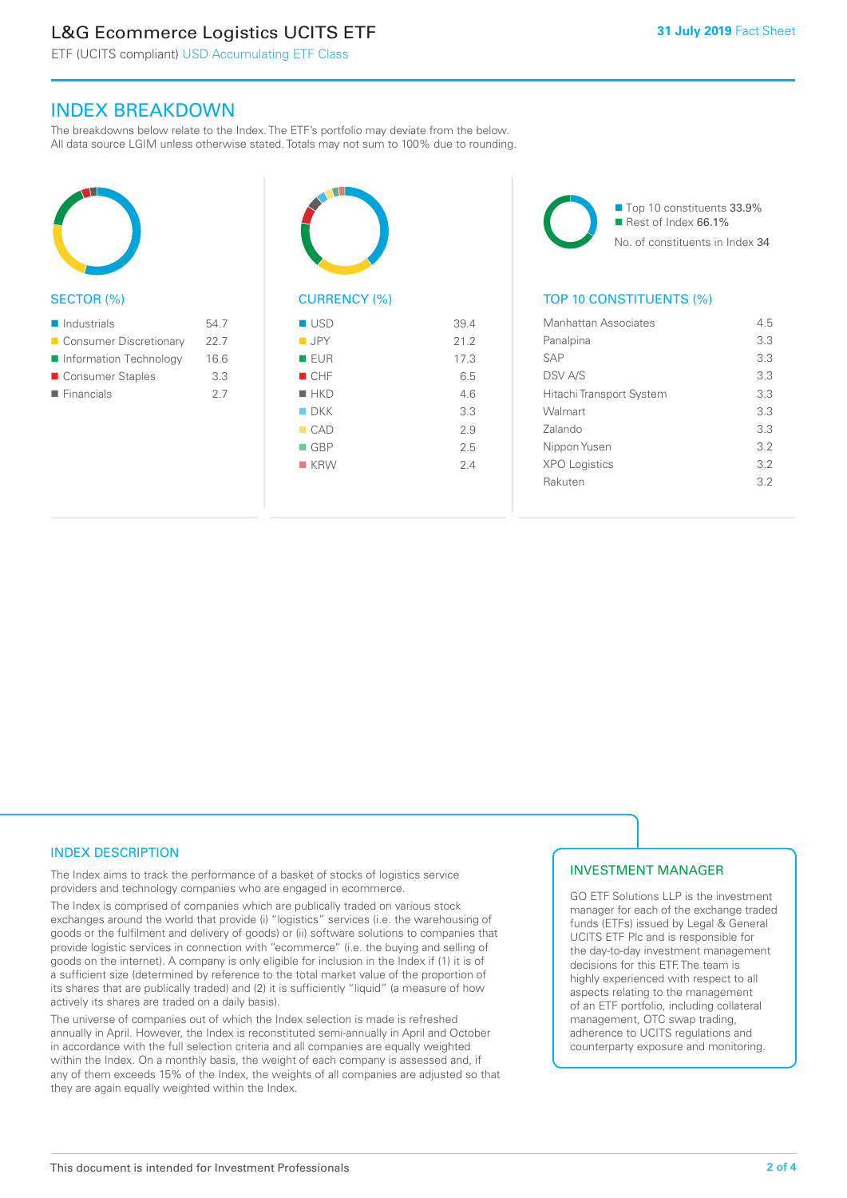## INDEX BREAKDOWN

The breakdowns below relate to the Index. The ETF's portfolio may deviate from the below. All data source LGIM unless otherwise stated. Totals may not sum to 100% due to rounding.

### SECTOR (%)

| Sector | % |
|---|---|
| Industrials | 54.7 |
| Consumer Discretionary | 22.7 |
| Information Technology | 16.6 |
| Consumer Staples | 3.3 |
| Financials | 2.7 |

### CURRENCY (%)

| Currency | % |
|---|---|
| USD | 39.4 |
| JPY | 21.2 |
| EUR | 17.3 |
| CHF | 6.5 |
| HKD | 4.6 |
| DKK | 3.3 |
| CAD | 2.9 |
| GBP | 2.5 |
| KRW | 2.4 |

Top 10 constituents 33.9%
Rest of Index 66.1%
No. of constituents in Index 34

### TOP 10 CONSTITUENTS (%)

| Constituent | % |
|---|---|
| Manhattan Associates | 4.5 |
| Panalpina | 3.3 |
| SAP | 3.3 |
| DSV A/S | 3.3 |
| Hitachi Transport System | 3.3 |
| Walmart | 3.3 |
| Zalando | 3.3 |
| Nippon Yusen | 3.2 |
| XPO Logistics | 3.2 |
| Rakuten | 3.2 |

## INDEX DESCRIPTION

The Index aims to track the performance of a basket of stocks of logistics service providers and technology companies who are engaged in ecommerce.

The Index is comprised of companies which are publically traded on various stock exchanges around the world that provide (i) "logistics" services (i.e. the warehousing of goods or the fulfilment and delivery of goods) or (ii) software solutions to companies that provide logistic services in connection with "ecommerce" (i.e. the buying and selling of goods on the internet). A company is only eligible for inclusion in the Index if (1) it is of a sufficient size (determined by reference to the total market value of the proportion of its shares that are publically traded) and (2) it is sufficiently "liquid" (a measure of how actively its shares are traded on a daily basis).

The universe of companies out of which the Index selection is made is refreshed annually in April. However, the Index is reconstituted semi-annually in April and October in accordance with the full selection criteria and all companies are equally weighted within the Index. On a monthly basis, the weight of each company is assessed and, if any of them exceeds 15% of the Index, the weights of all companies are adjusted so that they are again equally weighted within the Index.

## INVESTMENT MANAGER

GO ETF Solutions LLP is the investment manager for each of the exchange traded funds (ETFs) issued by Legal & General UCITS ETF Plc and is responsible for the day-to-day investment management decisions for this ETF. The team is highly experienced with respect to all aspects relating to the management of an ETF portfolio, including collateral management, OTC swap trading, adherence to UCITS regulations and counterparty exposure and monitoring.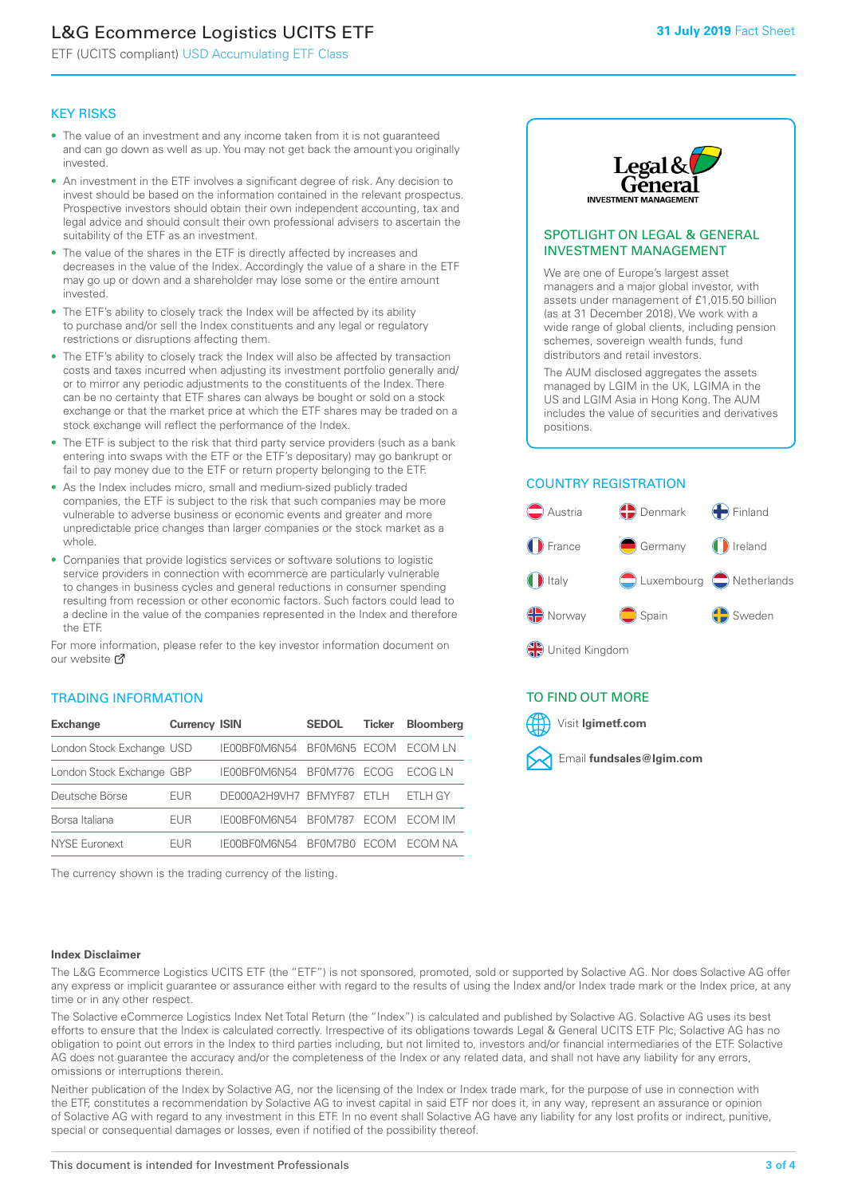# L&G Ecommerce Logistics UCITS ETF

ETF (UCITS compliant) USD Accumulating ETF Class

**31 July 2019** Fact Sheet

## KEY RISKS

- The value of an investment and any income taken from it is not guaranteed and can go down as well as up. You may not get back the amount you originally invested.
- An investment in the ETF involves a significant degree of risk. Any decision to invest should be based on the information contained in the relevant prospectus. Prospective investors should obtain their own independent accounting, tax and legal advice and should consult their own professional advisers to ascertain the suitability of the ETF as an investment.
- The value of the shares in the ETF is directly affected by increases and decreases in the value of the Index. Accordingly the value of a share in the ETF may go up or down and a shareholder may lose some or the entire amount invested.
- The ETF's ability to closely track the Index will be affected by its ability to purchase and/or sell the Index constituents and any legal or regulatory restrictions or disruptions affecting them.
- The ETF's ability to closely track the Index will also be affected by transaction costs and taxes incurred when adjusting its investment portfolio generally and/or to mirror any periodic adjustments to the constituents of the Index. There can be no certainty that ETF shares can always be bought or sold on a stock exchange or that the market price at which the ETF shares may be traded on a stock exchange will reflect the performance of the Index.
- The ETF is subject to the risk that third party service providers (such as a bank entering into swaps with the ETF or the ETF's depositary) may go bankrupt or fail to pay money due to the ETF or return property belonging to the ETF.
- As the Index includes micro, small and medium-sized publicly traded companies, the ETF is subject to the risk that such companies may be more vulnerable to adverse business or economic events and greater and more unpredictable price changes than larger companies or the stock market as a whole.
- Companies that provide logistics services or software solutions to logistic service providers in connection with ecommerce are particularly vulnerable to changes in business cycles and general reductions in consumer spending resulting from recession or other economic factors. Such factors could lead to a decline in the value of the companies represented in the Index and therefore the ETF.

For more information, please refer to the key investor information document on our website

## TRADING INFORMATION

| Exchange | Currency | ISIN | SEDOL | Ticker | Bloomberg |
|---|---|---|---|---|---|
| London Stock Exchange | USD | IE00BF0M6N54 | BF0M6N5 | ECOM | ECOM LN |
| London Stock Exchange | GBP | IE00BF0M6N54 | BF0M776 | ECOG | ECOG LN |
| Deutsche Börse | EUR | DE000A2H9VH7 | BFMYF87 | ETLH | ETLH GY |
| Borsa Italiana | EUR | IE00BF0M6N54 | BF0M787 | ECOM | ECOM IM |
| NYSE Euronext | EUR | IE00BF0M6N54 | BF0M7B0 | ECOM | ECOM NA |

The currency shown is the trading currency of the listing.

## SPOTLIGHT ON LEGAL & GENERAL INVESTMENT MANAGEMENT

We are one of Europe's largest asset managers and a major global investor, with assets under management of £1,015.50 billion (as at 31 December 2018). We work with a wide range of global clients, including pension schemes, sovereign wealth funds, fund distributors and retail investors.

The AUM disclosed aggregates the assets managed by LGIM in the UK, LGIMA in the US and LGIM Asia in Hong Kong. The AUM includes the value of securities and derivatives positions.

## COUNTRY REGISTRATION

Austria, Denmark, Finland, France, Germany, Ireland, Italy, Luxembourg, Netherlands, Norway, Spain, Sweden, United Kingdom

## TO FIND OUT MORE

Visit **lgimetf.com**

Email **fundsales@lgim.com**

### Index Disclaimer

The L&G Ecommerce Logistics UCITS ETF (the "ETF") is not sponsored, promoted, sold or supported by Solactive AG. Nor does Solactive AG offer any express or implicit guarantee or assurance either with regard to the results of using the Index and/or Index trade mark or the Index price, at any time or in any other respect.

The Solactive eCommerce Logistics Index Net Total Return (the "Index") is calculated and published by Solactive AG. Solactive AG uses its best efforts to ensure that the Index is calculated correctly. Irrespective of its obligations towards Legal & General UCITS ETF Plc, Solactive AG has no obligation to point out errors in the Index to third parties including, but not limited to, investors and/or financial intermediaries of the ETF. Solactive AG does not guarantee the accuracy and/or the completeness of the Index or any related data, and shall not have any liability for any errors, omissions or interruptions therein.

Neither publication of the Index by Solactive AG, nor the licensing of the Index or Index trade mark, for the purpose of use in connection with the ETF, constitutes a recommendation by Solactive AG to invest capital in said ETF nor does it, in any way, represent an assurance or opinion of Solactive AG with regard to any investment in this ETF. In no event shall Solactive AG have any liability for any lost profits or indirect, punitive, special or consequential damages or losses, even if notified of the possibility thereof.

This document is intended for Investment Professionals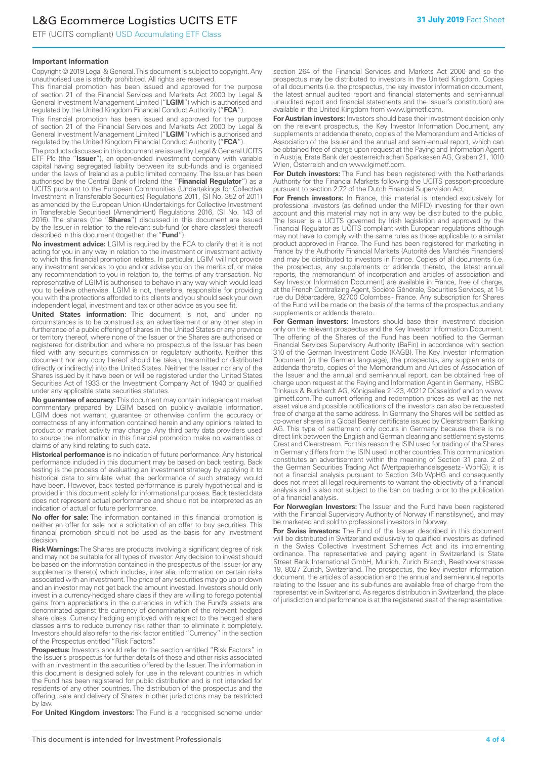## Important Information

Copyright © 2019 Legal & General. This document is subject to copyright. Any unauthorised use is strictly prohibited. All rights are reserved.

This financial promotion has been issued and approved for the purpose of section 21 of the Financial Services and Markets Act 2000 by Legal & General Investment Management Limited ("**LGIM**") which is authorised and regulated by the United Kingdom Financial Conduct Authority ("**FCA**").

This financial promotion has been issued and approved for the purpose of section 21 of the Financial Services and Markets Act 2000 by Legal & General Investment Management Limited ("**LGIM**") which is authorised and regulated by the United Kingdom Financial Conduct Authority ("**FCA**").

The products discussed in this document are issued by Legal & General UCITS ETF Plc (the "**Issuer**"), an open-ended investment company with variable capital having segregated liability between its sub-funds and is organised under the laws of Ireland as a public limited company. The Issuer has been authorised by the Central Bank of Ireland (the "**Financial Regulator**") as a UCITS pursuant to the European Communities (Undertakings for Collective Investment in Transferable Securities) Regulations 2011, (SI No. 352 of 2011) as amended by the European Union (Undertakings for Collective Investment in Transferable Securities) (Amendment) Regulations 2016, (SI No. 143 of 2016). The shares (the "**Shares**") discussed in this document are issued by the Issuer in relation to the relevant sub-fund (or share class(es) thereof) described in this document (together, the "**Fund**").

**No investment advice:** LGIM is required by the FCA to clarify that it is not acting for you in any way in relation to the investment or investment activity to which this financial promotion relates. In particular, LGIM will not provide any investment services to you and or advise you on the merits of, or make any recommendation to you in relation to, the terms of any transaction. No representative of LGIM is authorised to behave in any way which would lead you to believe otherwise. LGIM is not, therefore, responsible for providing you with the protections afforded to its clients and you should seek your own independent legal, investment and tax or other advice as you see fit.

**United States information:** This document is not, and under no circumstances is to be construed as, an advertisement or any other step in furtherance of a public offering of shares in the United States or any province or territory thereof, where none of the Issuer or the Shares are authorised or registered for distribution and where no prospectus of the Issuer has been filed with any securities commission or regulatory authority. Neither this document nor any copy hereof should be taken, transmitted or distributed (directly or indirectly) into the United States. Neither the Issuer nor any of the Shares issued by it have been or will be registered under the United States Securities Act of 1933 or the Investment Company Act of 1940 or qualified under any applicable state securities statutes.

**No guarantee of accuracy:** This document may contain independent market commentary prepared by LGIM based on publicly available information. LGIM does not warrant, guarantee or otherwise confirm the accuracy or correctness of any information contained herein and any opinions related to product or market activity may change. Any third party data providers used to source the information in this financial promotion make no warranties or claims of any kind relating to such data.

**Historical performance** is no indication of future performance: Any historical performance included in this document may be based on back testing. Back testing is the process of evaluating an investment strategy by applying it to historical data to simulate what the performance of such strategy would have been. However, back tested performance is purely hypothetical and is provided in this document solely for informational purposes. Back tested data does not represent actual performance and should not be interpreted as an indication of actual or future performance.

**No offer for sale:** The information contained in this financial promotion is neither an offer for sale nor a solicitation of an offer to buy securities. This financial promotion should not be used as the basis for any investment decision.

**Risk Warnings:** The Shares are products involving a significant degree of risk and may not be suitable for all types of investor. Any decision to invest should be based on the information contained in the prospectus of the Issuer (or any supplements thereto) which includes, inter alia, information on certain risks associated with an investment. The price of any securities may go up or down and an investor may not get back the amount invested. Investors should only invest in a currency-hedged share class if they are willing to forego potential gains from appreciations in the currencies in which the Fund's assets are denominated against the currency of denomination of the relevant hedged share class. Currency hedging employed with respect to the hedged share classes aims to reduce currency risk rather than to eliminate it completely. Investors should also refer to the risk factor entitled "Currency" in the section of the Prospectus entitled "Risk Factors".

**Prospectus:** Investors should refer to the section entitled "Risk Factors" in the Issuer's prospectus for further details of these and other risks associated with an investment in the securities offered by the Issuer. The information in this document is designed solely for use in the relevant countries in which the Fund has been registered for public distribution and is not intended for residents of any other countries. The distribution of the prospectus and the offering, sale and delivery of Shares in other jurisdictions may be restricted by law.

**For United Kingdom investors:** The Fund is a recognised scheme under section 264 of the Financial Services and Markets Act 2000 and so the prospectus may be distributed to investors in the United Kingdom. Copies of all documents (i.e. the prospectus, the key investor information document, the latest annual audited report and financial statements and semi-annual unaudited report and financial statements and the Issuer's constitution) are available in the United Kingdom from www.lgimetf.com.

**For Austrian investors:** Investors should base their investment decision only on the relevant prospectus, the Key Investor Information Document, any supplements or addenda thereto, copies of the Memorandum and Articles of Association of the Issuer and the annual and semi-annual report, which can be obtained free of charge upon request at the Paying and Information Agent in Austria, Erste Bank der oesterreichischen Sparkassen AG, Graben 21, 1010 Wien, Österreich and on www.lgimetf.com.

**For Dutch investors:** The Fund has been registered with the Netherlands Authority for the Financial Markets following the UCITS passport-procedure pursuant to section 2:72 of the Dutch Financial Supervision Act.

**For French investors:** In France, this material is intended exclusively for professional investors (as defined under the MIFID) investing for their own account and this material may not in any way be distributed to the public. The Issuer is a UCITS governed by Irish legislation and approved by the Financial Regulator as UCITS compliant with European regulations although may not have to comply with the same rules as those applicable to a similar product approved in France. The Fund has been registered for marketing in France by the Authority Financial Markets (Autorité des Marchés Financiers) and may be distributed to investors in France. Copies of all documents (i.e. the prospectus, any supplements or addenda thereto, the latest annual reports, the memorandum of incorporation and articles of association and Key Investor Information Document) are available in France, free of charge, at the French Centralizing Agent, Société Générale, Securities Services, at 1-5 rue du Débarcadère, 92700 Colombes - France. Any subscription for Shares of the Fund will be made on the basis of the terms of the prospectus and any supplements or addenda thereto.

**For German investors:** Investors should base their investment decision only on the relevant prospectus and the Key Investor Information Document. The offering of the Shares of the Fund has been notified to the German Financial Services Supervisory Authority (BaFin) in accordance with section 310 of the German Investment Code (KAGB). The Key Investor Information Document (in the German language), the prospectus, any supplements or addenda thereto, copies of the Memorandum and Articles of Association of the Issuer and the annual and semi-annual report, can be obtained free of charge upon request at the Paying and Information Agent in Germany, HSBC Trinkaus & Burkhardt AG, Königsallee 21-23, 40212 Düsseldorf and on www.lgimetf.com. The current offering and redemption prices as well as the net asset value and possible notifications of the investors can also be requested free of charge at the same address. In Germany the Shares will be settled as co-owner shares in a Global Bearer certificate issued by Clearstream Banking AG. This type of settlement only occurs in Germany because there is no direct link between the English and German clearing and settlement systems Crest and Clearstream. For this reason the ISIN used for trading of the Shares in Germany differs from the ISIN used in other countries. This communication constitutes an advertisement within the meaning of Section 31 para. 2 of the German Securities Trading Act (Wertpapierhandelsgesetz - WpHG); it is not a financial analysis pursuant to Section 34b WpHG and consequently does not meet all legal requirements to warrant the objectivity of a financial analysis and is also not subject to the ban on trading prior to the publication of a financial analysis.

**For Norwegian Investors:** The Issuer and the Fund have been registered with the Financial Supervisory Authority of Norway (Finanstilsynet), and may be marketed and sold to professional investors in Norway.

**For Swiss investors:** The Fund of the Issuer described in this document will be distributed in Switzerland exclusively to qualified investors as defined in the Swiss Collective Investment Schemes Act and its implementing ordinance. The representative and paying agent in Switzerland is State Street Bank International GmbH, Munich, Zurich Branch, Beethovenstrasse 19, 8027 Zurich, Switzerland. The prospectus, the key investor information document, the articles of association and the annual and semi-annual reports relating to the Issuer and its sub-funds are available free of charge from the representative in Switzerland. As regards distribution in Switzerland, the place of jurisdiction and performance is at the registered seat of the representative.